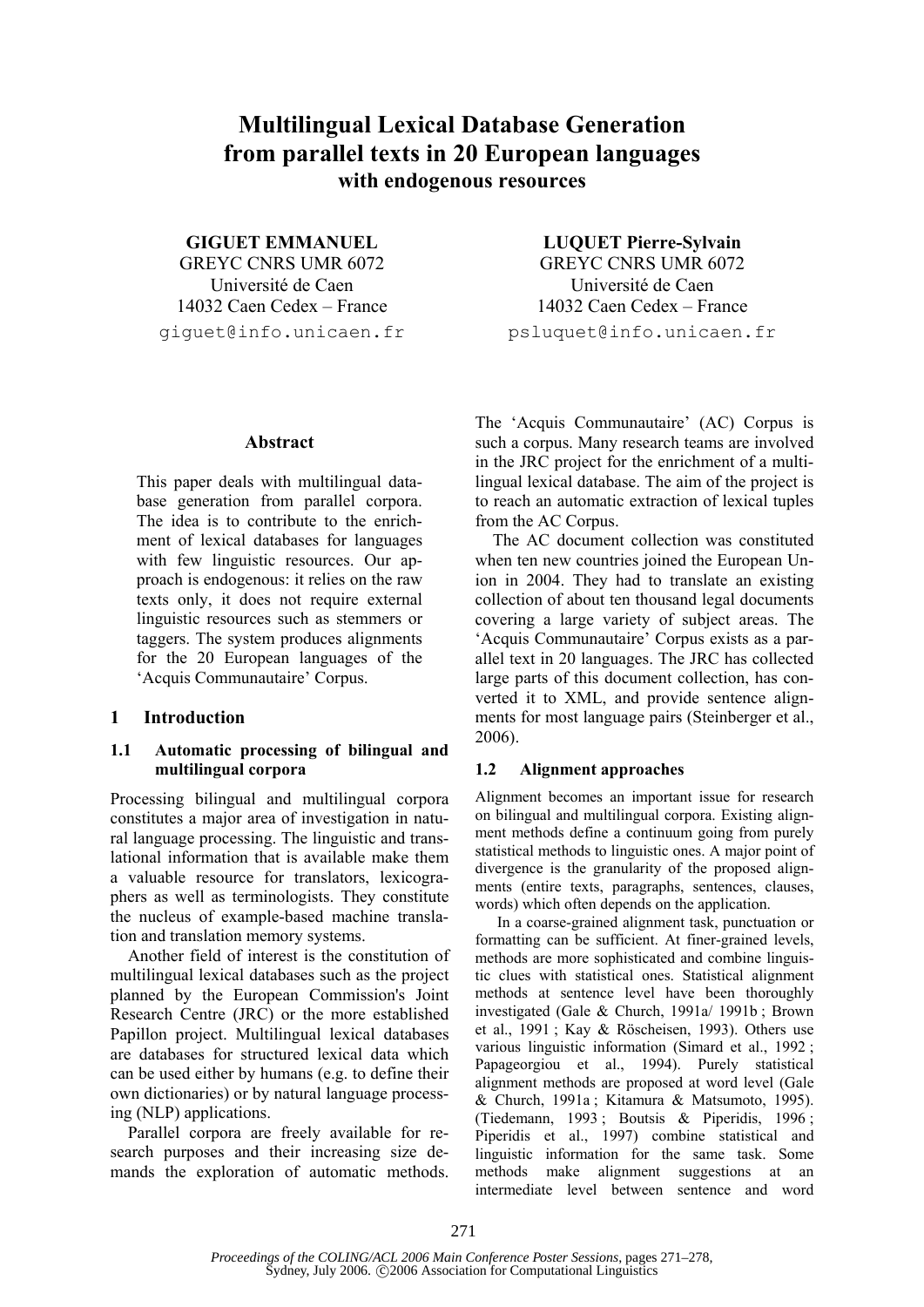# Multilingual Lexical Database Generation from parallel texts in 20 European languages with endogenous resources

**GIGUET EMMANUEL**
GREYC CNRS UMR 6072
Université de Caen
14032 Caen Cedex – France
giguet@info.unicaen.fr

**LUQUET Pierre-Sylvain**
GREYC CNRS UMR 6072
Université de Caen
14032 Caen Cedex – France
psluquet@info.unicaen.fr

## Abstract

This paper deals with multilingual database generation from parallel corpora. The idea is to contribute to the enrichment of lexical databases for languages with few linguistic resources. Our approach is endogenous: it relies on the raw texts only, it does not require external linguistic resources such as stemmers or taggers. The system produces alignments for the 20 European languages of the 'Acquis Communautaire' Corpus.

## 1 Introduction

### 1.1 Automatic processing of bilingual and multilingual corpora

Processing bilingual and multilingual corpora constitutes a major area of investigation in natural language processing. The linguistic and translational information that is available make them a valuable resource for translators, lexicographers as well as terminologists. They constitute the nucleus of example-based machine translation and translation memory systems.

Another field of interest is the constitution of multilingual lexical databases such as the project planned by the European Commission's Joint Research Centre (JRC) or the more established Papillon project. Multilingual lexical databases are databases for structured lexical data which can be used either by humans (e.g. to define their own dictionaries) or by natural language processing (NLP) applications.

Parallel corpora are freely available for research purposes and their increasing size demands the exploration of automatic methods. The 'Acquis Communautaire' (AC) Corpus is such a corpus. Many research teams are involved in the JRC project for the enrichment of a multilingual lexical database. The aim of the project is to reach an automatic extraction of lexical tuples from the AC Corpus.

The AC document collection was constituted when ten new countries joined the European Union in 2004. They had to translate an existing collection of about ten thousand legal documents covering a large variety of subject areas. The 'Acquis Communautaire' Corpus exists as a parallel text in 20 languages. The JRC has collected large parts of this document collection, has converted it to XML, and provide sentence alignments for most language pairs (Steinberger et al., 2006).

### 1.2 Alignment approaches

Alignment becomes an important issue for research on bilingual and multilingual corpora. Existing alignment methods define a continuum going from purely statistical methods to linguistic ones. A major point of divergence is the granularity of the proposed alignments (entire texts, paragraphs, sentences, clauses, words) which often depends on the application.

In a coarse-grained alignment task, punctuation or formatting can be sufficient. At finer-grained levels, methods are more sophisticated and combine linguistic clues with statistical ones. Statistical alignment methods at sentence level have been thoroughly investigated (Gale & Church, 1991a/ 1991b ; Brown et al., 1991 ; Kay & Röscheisen, 1993). Others use various linguistic information (Simard et al., 1992 ; Papageorgiou et al., 1994). Purely statistical alignment methods are proposed at word level (Gale & Church, 1991a ; Kitamura & Matsumoto, 1995). (Tiedemann, 1993 ; Boutsis & Piperidis, 1996 ; Piperidis et al., 1997) combine statistical and linguistic information for the same task. Some methods make alignment suggestions at an intermediate level between sentence and word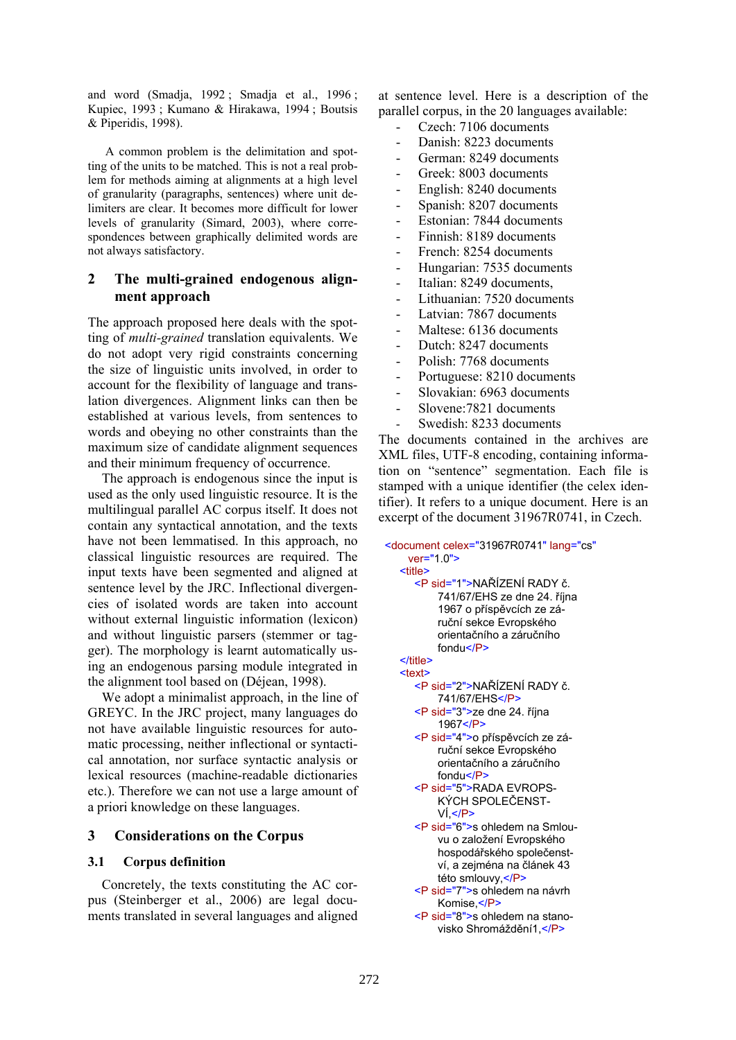and word (Smadja, 1992 ; Smadja et al., 1996 ; Kupiec, 1993 ; Kumano & Hirakawa, 1994 ; Boutsis & Piperidis, 1998).

A common problem is the delimitation and spotting of the units to be matched. This is not a real problem for methods aiming at alignments at a high level of granularity (paragraphs, sentences) where unit delimiters are clear. It becomes more difficult for lower levels of granularity (Simard, 2003), where correspondences between graphically delimited words are not always satisfactory.

## 2 The multi-grained endogenous alignment approach

The approach proposed here deals with the spotting of *multi-grained* translation equivalents. We do not adopt very rigid constraints concerning the size of linguistic units involved, in order to account for the flexibility of language and translation divergences. Alignment links can then be established at various levels, from sentences to words and obeying no other constraints than the maximum size of candidate alignment sequences and their minimum frequency of occurrence.

The approach is endogenous since the input is used as the only used linguistic resource. It is the multilingual parallel AC corpus itself. It does not contain any syntactical annotation, and the texts have not been lemmatised. In this approach, no classical linguistic resources are required. The input texts have been segmented and aligned at sentence level by the JRC. Inflectional divergencies of isolated words are taken into account without external linguistic information (lexicon) and without linguistic parsers (stemmer or tagger). The morphology is learnt automatically using an endogenous parsing module integrated in the alignment tool based on (Déjean, 1998).

We adopt a minimalist approach, in the line of GREYC. In the JRC project, many languages do not have available linguistic resources for automatic processing, neither inflectional or syntactical annotation, nor surface syntactic analysis or lexical resources (machine-readable dictionaries etc.). Therefore we can not use a large amount of a priori knowledge on these languages.

## 3 Considerations on the Corpus

### 3.1 Corpus definition

Concretely, the texts constituting the AC corpus (Steinberger et al., 2006) are legal documents translated in several languages and aligned at sentence level. Here is a description of the parallel corpus, in the 20 languages available:

- Czech: 7106 documents
- Danish: 8223 documents
- German: 8249 documents
- Greek: 8003 documents
- English: 8240 documents
- Spanish: 8207 documents
- Estonian: 7844 documents
- Finnish: 8189 documents
- French: 8254 documents
- Hungarian: 7535 documents
- Italian: 8249 documents,
- Lithuanian: 7520 documents
- Latvian: 7867 documents
- Maltese: 6136 documents
- Dutch: 8247 documents
- Polish: 7768 documents
- Portuguese: 8210 documents
- Slovakian: 6963 documents
- Slovene:7821 documents
- Swedish: 8233 documents

The documents contained in the archives are XML files, UTF-8 encoding, containing information on “sentence” segmentation. Each file is stamped with a unique identifier (the celex identifier). It refers to a unique document. Here is an excerpt of the document 31967R0741, in Czech.

```
<document celex="31967R0741" lang="cs"
    ver="1.0">
  <title>
    <P sid="1">NAŘÍZENÍ RADY č.
        741/67/EHS ze dne 24. října
        1967 o příspěvcích ze zá-
        ruční sekce Evropského
        orientačního a záručního
        fondu</P>
  </title>
  <text>
    <P sid="2">NAŘÍZENÍ RADY č.
        741/67/EHS</P>
    <P sid="3">ze dne 24. října
        1967</P>
    <P sid="4">o příspěvcích ze zá-
        ruční sekce Evropského
        orientačního a záručního
        fondu</P>
    <P sid="5">RADA EVROPS-
        KÝCH SPOLEČENST-
        VÍ,</P>
    <P sid="6">s ohledem na Smlou-
        vu o založení Evropského
        hospodářského společenst-
        ví, a zejména na článek 43
        této smlouvy,</P>
    <P sid="7">s ohledem na návrh
        Komise,</P>
    <P sid="8">s ohledem na stano-
        visko Shromáždění1,</P>
```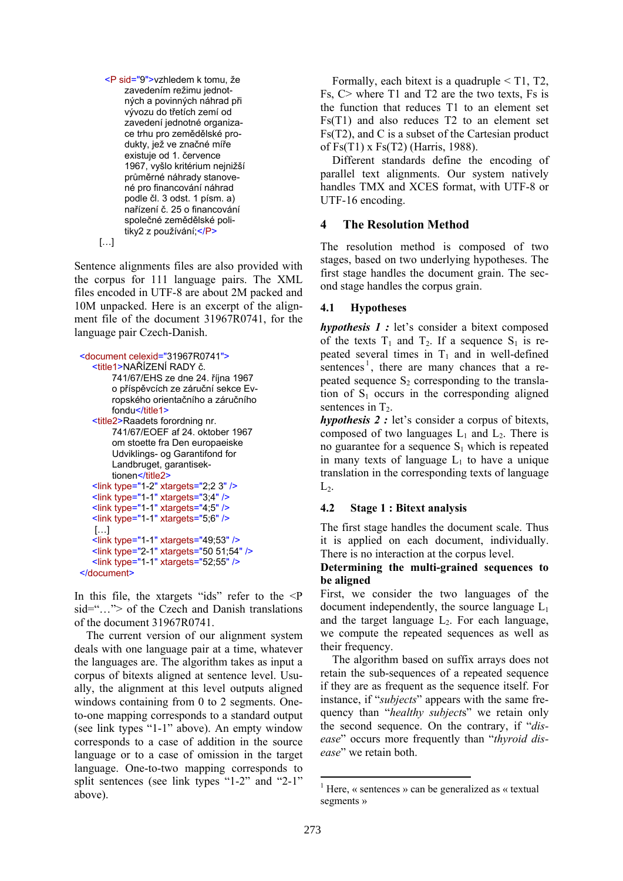```
<P sid="9">vzhledem k tomu, že
     zavedením režimu jednot-
     ných a povinných náhrad při
     vývozu do třetích zemí od
     zavedení jednotné organiza-
     ce trhu pro zemědělské pro-
     dukty, jež ve značné míře
     existuje od 1. července
     1967, vyšlo kritérium nejnižší
     průměrné náhrady stanove-
     né pro financování náhrad
     podle čl. 3 odst. 1 písm. a)
     nařízení č. 25 o financování
     společné zemědělské poli-
     tiky2 z používání;</P>
[…]
```

Sentence alignments files are also provided with the corpus for 111 language pairs. The XML files encoded in UTF-8 are about 2M packed and 10M unpacked. Here is an excerpt of the alignment file of the document 31967R0741, for the language pair Czech-Danish.

```
<document celexid="31967R0741">
   <title1>NAŘÍZENÍ RADY č.
        741/67/EHS ze dne 24. října 1967
        o příspěvcích ze záruční sekce Ev-
        ropského orientačního a záručního
        fondu</title1>
   <title2>Raadets forordning nr.
        741/67/EOEF af 24. oktober 1967
        om stoette fra Den europaeiske
        Udviklings- og Garantifond for
        Landbruget, garantisek-
        tionen</title2>
   <link type="1-2" xtargets="2;2 3" />
   <link type="1-1" xtargets="3;4" />
   <link type="1-1" xtargets="4;5" />
   <link type="1-1" xtargets="5;6" />
    […]
   <link type="1-1" xtargets="49;53" />
   <link type="2-1" xtargets="50 51;54" />
   <link type="1-1" xtargets="52;55" />
</document>
```

In this file, the xtargets "ids" refer to the <P sid="…"> of the Czech and Danish translations of the document 31967R0741.

The current version of our alignment system deals with one language pair at a time, whatever the languages are. The algorithm takes as input a corpus of bitexts aligned at sentence level. Usually, the alignment at this level outputs aligned windows containing from 0 to 2 segments. One-to-one mapping corresponds to a standard output (see link types "1-1" above). An empty window corresponds to a case of addition in the source language or to a case of omission in the target language. One-to-two mapping corresponds to split sentences (see link types "1-2" and "2-1" above).

Formally, each bitext is a quadruple < T1, T2, Fs, C> where T1 and T2 are the two texts, Fs is the function that reduces T1 to an element set Fs(T1) and also reduces T2 to an element set Fs(T2), and C is a subset of the Cartesian product of Fs(T1) x Fs(T2) (Harris, 1988).

Different standards define the encoding of parallel text alignments. Our system natively handles TMX and XCES format, with UTF-8 or UTF-16 encoding.

## 4 The Resolution Method

The resolution method is composed of two stages, based on two underlying hypotheses. The first stage handles the document grain. The second stage handles the corpus grain.

### 4.1 Hypotheses

***hypothesis 1 :*** let's consider a bitext composed of the texts $T_1$ and $T_2$. If a sequence $S_1$ is repeated several times in $T_1$ and in well-defined sentences[1], there are many chances that a repeated sequence $S_2$ corresponding to the translation of $S_1$ occurs in the corresponding aligned sentences in $T_2$.

***hypothesis 2 :*** let's consider a corpus of bitexts, composed of two languages $L_1$ and $L_2$. There is no guarantee for a sequence $S_1$ which is repeated in many texts of language $L_1$ to have a unique translation in the corresponding texts of language $L_2$.

### 4.2 Stage 1 : Bitext analysis

The first stage handles the document scale. Thus it is applied on each document, individually. There is no interaction at the corpus level.

**Determining the multi-grained sequences to be aligned**

First, we consider the two languages of the document independently, the source language $L_1$ and the target language $L_2$. For each language, we compute the repeated sequences as well as their frequency.

The algorithm based on suffix arrays does not retain the sub-sequences of a repeated sequence if they are as frequent as the sequence itself. For instance, if "*subjects*" appears with the same frequency than "*healthy subjects*" we retain only the second sequence. On the contrary, if "*disease*" occurs more frequently than "*thyroid disease*" we retain both.

[1] Here, « sentences » can be generalized as « textual segments »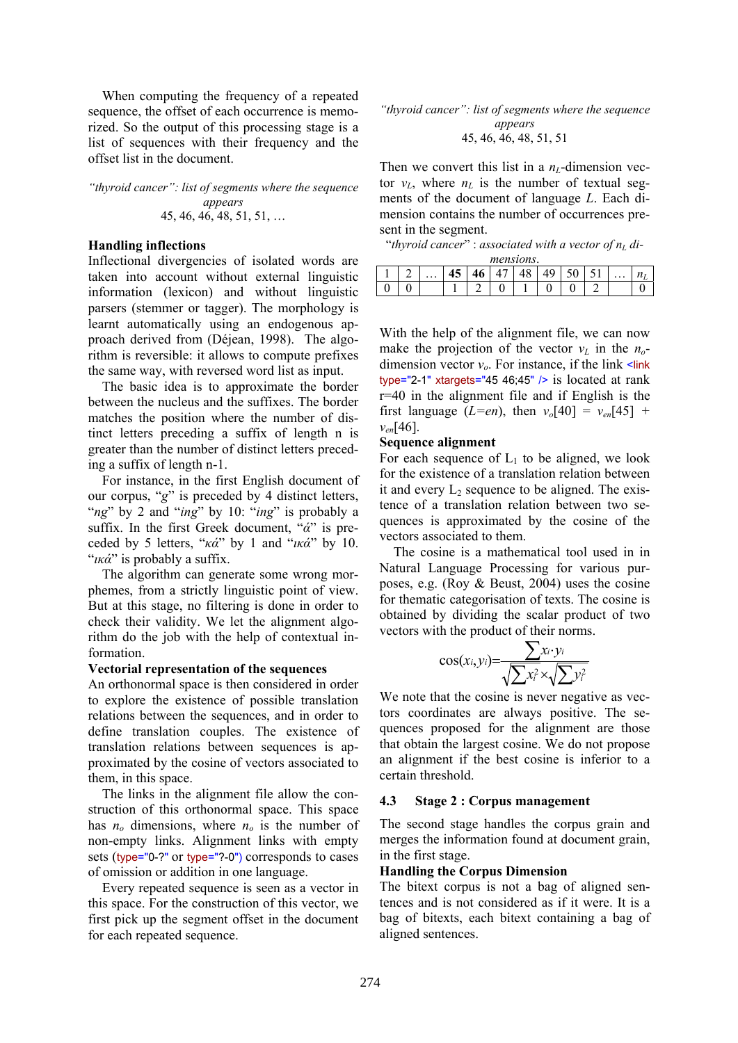When computing the frequency of a repeated sequence, the offset of each occurrence is memorized. So the output of this processing stage is a list of sequences with their frequency and the offset list in the document.

*"thyroid cancer": list of segments where the sequence appears*
45, 46, 46, 48, 51, 51, …

**Handling inflections**

Inflectional divergencies of isolated words are taken into account without external linguistic information (lexicon) and without linguistic parsers (stemmer or tagger). The morphology is learnt automatically using an endogenous approach derived from (Déjean, 1998). The algorithm is reversible: it allows to compute prefixes the same way, with reversed word list as input.

The basic idea is to approximate the border between the nucleus and the suffixes. The border matches the position where the number of distinct letters preceding a suffix of length n is greater than the number of distinct letters preceding a suffix of length n-1.

For instance, in the first English document of our corpus, "*g*" is preceded by 4 distinct letters, "*ng*" by 2 and "*ing*" by 10: "*ing*" is probably a suffix. In the first Greek document, "*ά*" is preceded by 5 letters, "*κά*" by 1 and "*ικά*" by 10. "*ικά*" is probably a suffix.

The algorithm can generate some wrong morphemes, from a strictly linguistic point of view. But at this stage, no filtering is done in order to check their validity. We let the alignment algorithm do the job with the help of contextual information.

**Vectorial representation of the sequences**

An orthonormal space is then considered in order to explore the existence of possible translation relations between the sequences, and in order to define translation couples. The existence of translation relations between sequences is approximated by the cosine of vectors associated to them, in this space.

The links in the alignment file allow the construction of this orthonormal space. This space has $n_o$ dimensions, where $n_o$ is the number of non-empty links. Alignment links with empty sets (type="0-?" or type="?-0") corresponds to cases of omission or addition in one language.

Every repeated sequence is seen as a vector in this space. For the construction of this vector, we first pick up the segment offset in the document for each repeated sequence.

*"thyroid cancer": list of segments where the sequence appears*
45, 46, 46, 48, 51, 51

Then we convert this list in a $n_L$-dimension vector $v_L$, where $n_L$ is the number of textual segments of the document of language $L$. Each dimension contains the number of occurrences present in the segment.

*"thyroid cancer" : associated with a vector of $n_L$ dimensions.*

| 1 | 2 | … | **45** | **46** | 47 | 48 | 49 | 50 | 51 | … | $n_L$ |
|---|---|---|---|---|---|---|---|---|---|---|---|
| 0 | 0 | | 1 | 2 | 0 | 1 | 0 | 0 | 2 | | 0 |

With the help of the alignment file, we can now make the projection of the vector $v_L$ in the $n_o$-dimension vector $v_o$. For instance, if the link <link type="2-1" xtargets="45 46;45" /> is located at rank r=40 in the alignment file and if English is the first language ($L$=*en*), then $v_o[40] = v_{en}[45] + v_{en}[46]$.

**Sequence alignment**

For each sequence of $L_1$ to be aligned, we look for the existence of a translation relation between it and every $L_2$ sequence to be aligned. The existence of a translation relation between two sequences is approximated by the cosine of the vectors associated to them.

The cosine is a mathematical tool used in in Natural Language Processing for various purposes, e.g. (Roy & Beust, 2004) uses the cosine for thematic categorisation of texts. The cosine is obtained by dividing the scalar product of two vectors with the product of their norms.

$$\cos(x_i, y_i) = \frac{\sum x_i \cdot y_i}{\sqrt{\sum x_i^2} \times \sqrt{\sum y_i^2}}$$

We note that the cosine is never negative as vectors coordinates are always positive. The sequences proposed for the alignment are those that obtain the largest cosine. We do not propose an alignment if the best cosine is inferior to a certain threshold.

## 4.3 Stage 2 : Corpus management

The second stage handles the corpus grain and merges the information found at document grain, in the first stage.

**Handling the Corpus Dimension**

The bitext corpus is not a bag of aligned sentences and is not considered as if it were. It is a bag of bitexts, each bitext containing a bag of aligned sentences.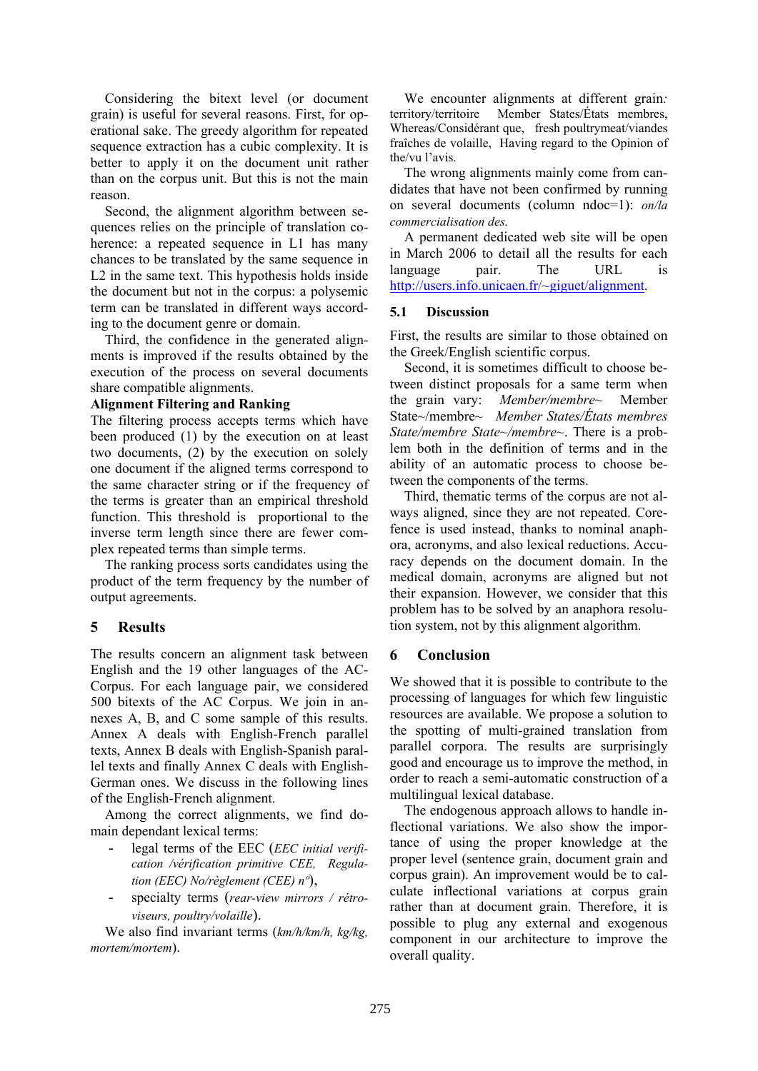Considering the bitext level (or document grain) is useful for several reasons. First, for operational sake. The greedy algorithm for repeated sequence extraction has a cubic complexity. It is better to apply it on the document unit rather than on the corpus unit. But this is not the main reason.

Second, the alignment algorithm between sequences relies on the principle of translation coherence: a repeated sequence in L1 has many chances to be translated by the same sequence in L2 in the same text. This hypothesis holds inside the document but not in the corpus: a polysemic term can be translated in different ways according to the document genre or domain.

Third, the confidence in the generated alignments is improved if the results obtained by the execution of the process on several documents share compatible alignments.

**Alignment Filtering and Ranking**

The filtering process accepts terms which have been produced (1) by the execution on at least two documents, (2) by the execution on solely one document if the aligned terms correspond to the same character string or if the frequency of the terms is greater than an empirical threshold function. This threshold is proportional to the inverse term length since there are fewer complex repeated terms than simple terms.

The ranking process sorts candidates using the product of the term frequency by the number of output agreements.

## 5 Results

The results concern an alignment task between English and the 19 other languages of the AC-Corpus. For each language pair, we considered 500 bitexts of the AC Corpus. We join in annexes A, B, and C some sample of this results. Annex A deals with English-French parallel texts, Annex B deals with English-Spanish parallel texts and finally Annex C deals with English-German ones. We discuss in the following lines of the English-French alignment.

Among the correct alignments, we find domain dependant lexical terms:

- legal terms of the EEC (*EEC initial verification /vérification primitive CEE, Regulation (EEC) No/règlement (CEE) n°*),
- specialty terms (*rear-view mirrors / rétroviseurs, poultry/volaille*).

We also find invariant terms (*km/h/km/h, kg/kg, mortem/mortem*).

We encounter alignments at different grain*:* territory/territoire Member States/États membres, Whereas/Considérant que, fresh poultrymeat/viandes fraîches de volaille, Having regard to the Opinion of the/vu l'avis.

The wrong alignments mainly come from candidates that have not been confirmed by running on several documents (column ndoc=1): *on/la commercialisation des.*

A permanent dedicated web site will be open in March 2006 to detail all the results for each language pair. The URL is http://users.info.unicaen.fr/~giguet/alignment.

### 5.1 Discussion

First, the results are similar to those obtained on the Greek/English scientific corpus.

Second, it is sometimes difficult to choose between distinct proposals for a same term when the grain vary: *Member/membre~* Member State~/membre~ *Member States/États membres State/membre State~/membre~*. There is a problem both in the definition of terms and in the ability of an automatic process to choose between the components of the terms.

Third, thematic terms of the corpus are not always aligned, since they are not repeated. Corefence is used instead, thanks to nominal anaphora, acronyms, and also lexical reductions. Accuracy depends on the document domain. In the medical domain, acronyms are aligned but not their expansion. However, we consider that this problem has to be solved by an anaphora resolution system, not by this alignment algorithm.

## 6 Conclusion

We showed that it is possible to contribute to the processing of languages for which few linguistic resources are available. We propose a solution to the spotting of multi-grained translation from parallel corpora. The results are surprisingly good and encourage us to improve the method, in order to reach a semi-automatic construction of a multilingual lexical database.

The endogenous approach allows to handle inflectional variations. We also show the importance of using the proper knowledge at the proper level (sentence grain, document grain and corpus grain). An improvement would be to calculate inflectional variations at corpus grain rather than at document grain. Therefore, it is possible to plug any external and exogenous component in our architecture to improve the overall quality.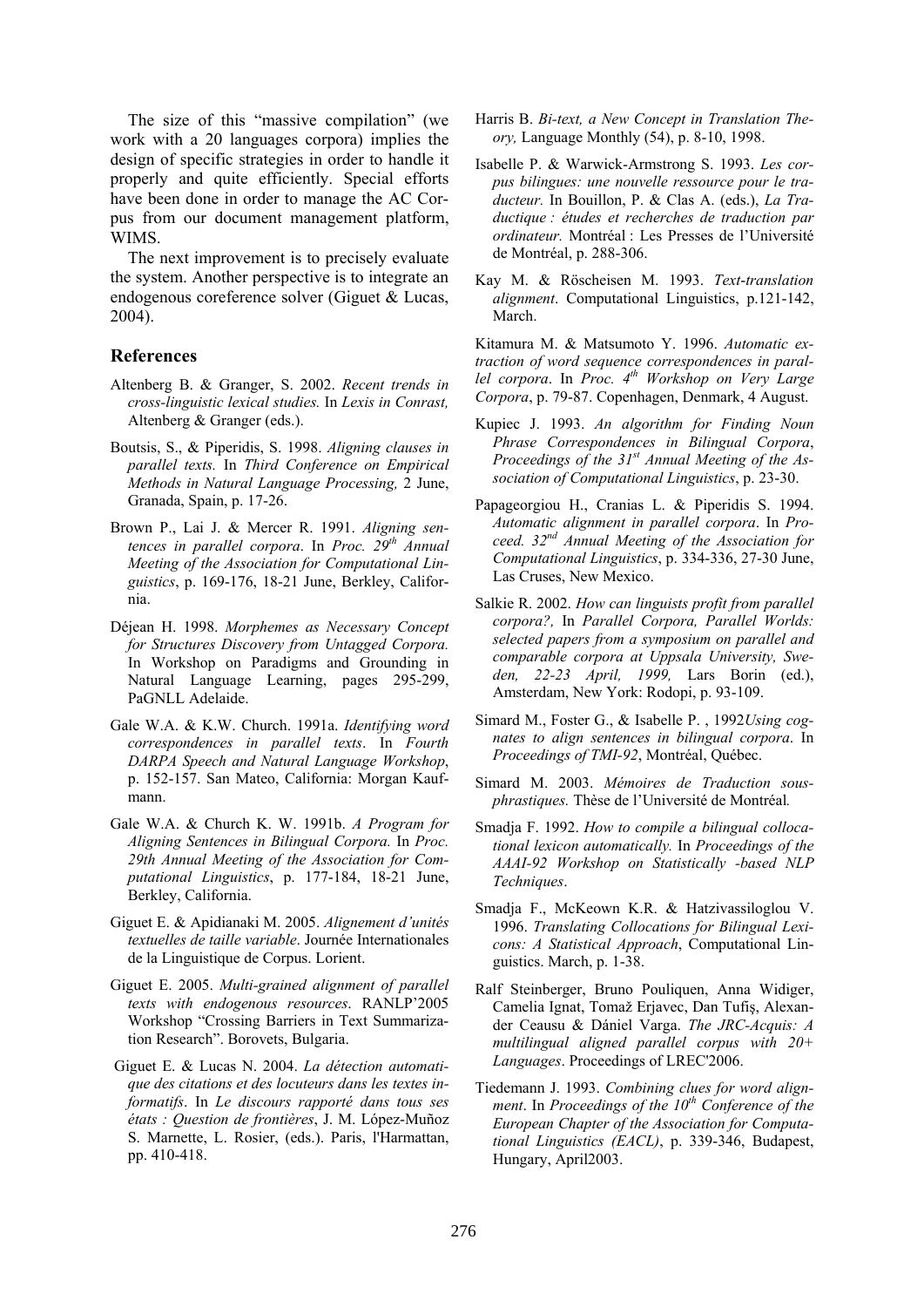The size of this "massive compilation" (we work with a 20 languages corpora) implies the design of specific strategies in order to handle it properly and quite efficiently. Special efforts have been done in order to manage the AC Corpus from our document management platform, WIMS.

The next improvement is to precisely evaluate the system. Another perspective is to integrate an endogenous coreference solver (Giguet & Lucas, 2004).

## References

Altenberg B. & Granger, S. 2002. *Recent trends in cross-linguistic lexical studies.* In *Lexis in Conrast,* Altenberg & Granger (eds.).

Boutsis, S., & Piperidis, S. 1998. *Aligning clauses in parallel texts.* In *Third Conference on Empirical Methods in Natural Language Processing,* 2 June, Granada, Spain, p. 17-26.

Brown P., Lai J. & Mercer R. 1991. *Aligning sentences in parallel corpora*. In *Proc. 29th Annual Meeting of the Association for Computational Linguistics*, p. 169-176, 18-21 June, Berkley, California.

Déjean H. 1998. *Morphemes as Necessary Concept for Structures Discovery from Untagged Corpora.* In Workshop on Paradigms and Grounding in Natural Language Learning, pages 295-299, PaGNLL Adelaide.

Gale W.A. & K.W. Church. 1991a. *Identifying word correspondences in parallel texts*. In *Fourth DARPA Speech and Natural Language Workshop*, p. 152-157. San Mateo, California: Morgan Kaufmann.

Gale W.A. & Church K. W. 1991b. *A Program for Aligning Sentences in Bilingual Corpora.* In *Proc. 29th Annual Meeting of the Association for Computational Linguistics*, p. 177-184, 18-21 June, Berkley, California.

Giguet E. & Apidianaki M. 2005. *Alignement d'unités textuelles de taille variable*. Journée Internationales de la Linguistique de Corpus. Lorient.

Giguet E. 2005. *Multi-grained alignment of parallel texts with endogenous resources*. RANLP'2005 Workshop "Crossing Barriers in Text Summarization Research". Borovets, Bulgaria.

Giguet E. & Lucas N. 2004. *La détection automatique des citations et des locuteurs dans les textes informatifs*. In *Le discours rapporté dans tous ses états : Question de frontières*, J. M. López-Muñoz S. Marnette, L. Rosier, (eds.). Paris, l'Harmattan, pp. 410-418.

Harris B. *Bi-text, a New Concept in Translation Theory,* Language Monthly (54), p. 8-10, 1998.

Isabelle P. & Warwick-Armstrong S. 1993. *Les corpus bilingues: une nouvelle ressource pour le traducteur.* In Bouillon, P. & Clas A. (eds.), *La Traductique : études et recherches de traduction par ordinateur.* Montréal : Les Presses de l'Université de Montréal, p. 288-306.

Kay M. & Röscheisen M. 1993. *Text-translation alignment*. Computational Linguistics, p.121-142, March.

Kitamura M. & Matsumoto Y. 1996. *Automatic extraction of word sequence correspondences in parallel corpora*. In *Proc. 4th Workshop on Very Large Corpora*, p. 79-87. Copenhagen, Denmark, 4 August.

Kupiec J. 1993. *An algorithm for Finding Noun Phrase Correspondences in Bilingual Corpora*, *Proceedings of the 31st Annual Meeting of the Association of Computational Linguistics*, p. 23-30.

Papageorgiou H., Cranias L. & Piperidis S. 1994. *Automatic alignment in parallel corpora*. In *Proceed. 32nd Annual Meeting of the Association for Computational Linguistics*, p. 334-336, 27-30 June, Las Cruses, New Mexico.

Salkie R. 2002. *How can linguists profit from parallel corpora?,* In *Parallel Corpora, Parallel Worlds: selected papers from a symposium on parallel and comparable corpora at Uppsala University, Sweden, 22-23 April, 1999,* Lars Borin (ed.), Amsterdam, New York: Rodopi, p. 93-109.

Simard M., Foster G., & Isabelle P. , 1992*Using cognates to align sentences in bilingual corpora*. In *Proceedings of TMI-92*, Montréal, Québec.

Simard M. 2003. *Mémoires de Traduction sous-phrastiques.* Thèse de l'Université de Montréal*.*

Smadja F. 1992. *How to compile a bilingual collocational lexicon automatically.* In *Proceedings of the AAAI-92 Workshop on Statistically -based NLP Techniques*.

Smadja F., McKeown K.R. & Hatzivassiloglou V. 1996. *Translating Collocations for Bilingual Lexicons: A Statistical Approach*, Computational Linguistics. March, p. 1-38.

Ralf Steinberger, Bruno Pouliquen, Anna Widiger, Camelia Ignat, Tomaž Erjavec, Dan Tufiş, Alexander Ceausu & Dániel Varga. *The JRC-Acquis: A multilingual aligned parallel corpus with 20+ Languages*. Proceedings of LREC'2006.

Tiedemann J. 1993. *Combining clues for word alignment*. In *Proceedings of the 10th Conference of the European Chapter of the Association for Computational Linguistics (EACL)*, p. 339-346, Budapest, Hungary, April2003.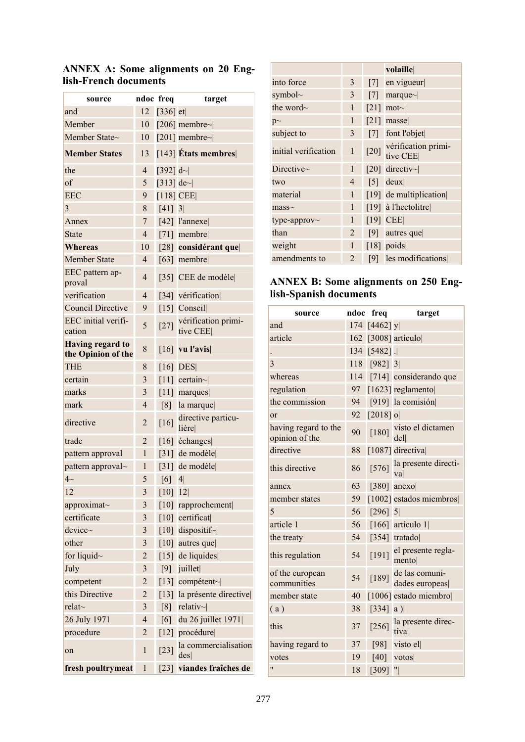## ANNEX A: Some alignments on 20 English-French documents

| source | ndoc | freq | target |
|---|---|---|---|
| and | 12 | [336] | et\| |
| Member | 10 | [206] | membre~\| |
| Member State~ | 10 | [201] | membre~\| |
| **Member States** | 13 | [143] | **États membres**\| |
| the | 4 | [392] | d~\| |
| of | 5 | [313] | de~\| |
| EEC | 9 | [118] | CEE\| |
| 3 | 8 | [41] | 3\| |
| Annex | 7 | [42] | l'annexe\| |
| State | 4 | [71] | membre\| |
| **Whereas** | 10 | [28] | **considérant que**\| |
| Member State | 4 | [63] | membre\| |
| EEC pattern approval | 4 | [35] | CEE de modèle\| |
| verification | 4 | [34] | vérification\| |
| Council Directive | 9 | [15] | Conseil\| |
| EEC initial verification | 5 | [27] | vérification primitive CEE\| |
| **Having regard to the Opinion of the** | 8 | [16] | **vu l'avis**\| |
| THE | 8 | [16] | DES\| |
| certain | 3 | [11] | certain~\| |
| marks | 3 | [11] | marques\| |
| mark | 4 | [8] | la marque\| |
| directive | 2 | [16] | directive particulière\| |
| trade | 2 | [16] | échanges\| |
| pattern approval | 1 | [31] | de modèle\| |
| pattern approval~ | 1 | [31] | de modèle\| |
| 4~ | 5 | [6] | 4\| |
| 12 | 3 | [10] | 12\| |
| approximat~ | 3 | [10] | rapprochement\| |
| certificate | 3 | [10] | certificat\| |
| device~ | 3 | [10] | dispositif~\| |
| other | 3 | [10] | autres que\| |
| for liquid~ | 2 | [15] | de liquides\| |
| July | 3 | [9] | juillet\| |
| competent | 2 | [13] | compétent~\| |
| this Directive | 2 | [13] | la présente directive\| |
| relat~ | 3 | [8] | relativ~\| |
| 26 July 1971 | 4 | [6] | du 26 juillet 1971\| |
| procedure | 2 | [12] | procédure\| |
| on | 1 | [23] | la commercialisation des\| |
| **fresh poultrymeat** | 1 | [23] | **viandes fraîches de volaille**\| |
| into force | 3 | [7] | en vigueur\| |
| symbol~ | 3 | [7] | marque~\| |
| the word~ | 1 | [21] | mot~\| |
| p~ | 1 | [21] | masse\| |
| subject to | 3 | [7] | font l'objet\| |
| initial verification | 1 | [20] | vérification primitive CEE\| |
| Directive~ | 1 | [20] | directiv~\| |
| two | 4 | [5] | deux\| |
| material | 1 | [19] | de multiplication\| |
| mass~ | 1 | [19] | à l'hectolitre\| |
| type-approv~ | 1 | [19] | CEE\| |
| than | 2 | [9] | autres que\| |
| weight | 1 | [18] | poids\| |
| amendments to | 2 | [9] | les modifications\| |

## ANNEX B: Some alignments on 250 English-Spanish documents

| source | ndoc | freq | target |
|---|---|---|---|
| and | 174 | [4462] | y\| |
| article | 162 | [3008] | artículo\| |
| . | 134 | [5482] | .\| |
| 3 | 118 | [982] | 3\| |
| whereas | 114 | [714] | considerando que\| |
| regulation | 97 | [1623] | reglamento\| |
| the commission | 94 | [919] | la comisión\| |
| or | 92 | [2018] | o\| |
| having regard to the opinion of the | 90 | [180] | visto el dictamen del\| |
| directive | 88 | [1087] | directiva\| |
| this directive | 86 | [576] | la presente directiva\| |
| annex | 63 | [380] | anexo\| |
| member states | 59 | [1002] | estados miembros\| |
| 5 | 56 | [296] | 5\| |
| article 1 | 56 | [166] | artículo 1\| |
| the treaty | 54 | [354] | tratado\| |
| this regulation | 54 | [191] | el presente reglamento\| |
| of the european communities | 54 | [189] | de las comunidades europeas\| |
| member state | 40 | [1006] | estado miembro\| |
| ( a ) | 38 | [334] | a )\| |
| this | 37 | [256] | la presente directiva\| |
| having regard to | 37 | [98] | visto el\| |
| votes | 19 | [40] | votos\| |
| " | 18 | [309] | "\| |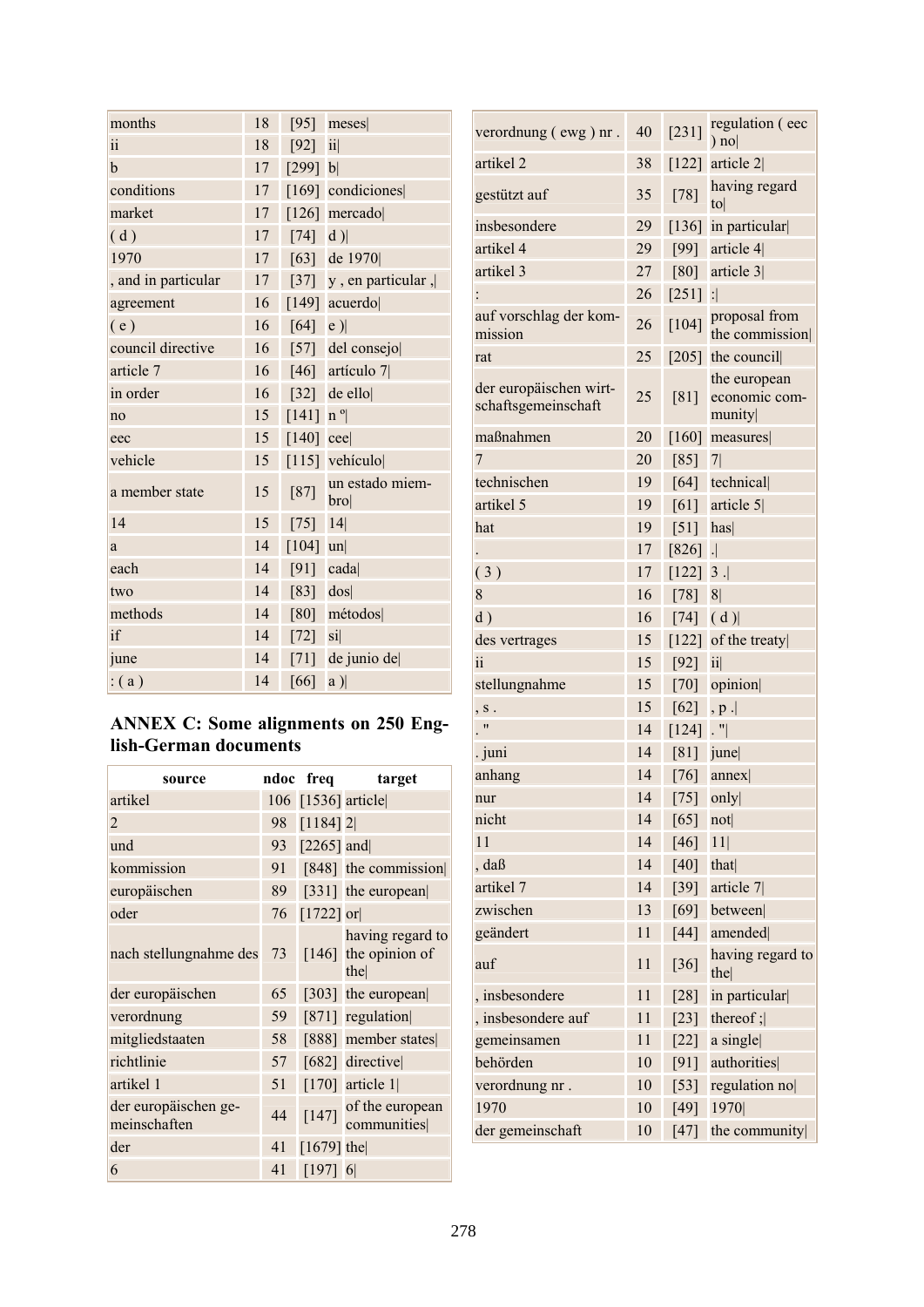| | | | |
|---|---|---|---|
| months | 18 | [95] | meses\| |
| ii | 18 | [92] | ii\| |
| b | 17 | [299] | b\| |
| conditions | 17 | [169] | condiciones\| |
| market | 17 | [126] | mercado\| |
| ( d ) | 17 | [74] | d )\| |
| 1970 | 17 | [63] | de 1970\| |
| , and in particular | 17 | [37] | y , en particular ,\| |
| agreement | 16 | [149] | acuerdo\| |
| ( e ) | 16 | [64] | e )\| |
| council directive | 16 | [57] | del consejo\| |
| article 7 | 16 | [46] | artículo 7\| |
| in order | 16 | [32] | de ello\| |
| no | 15 | [141] | n º\| |
| eec | 15 | [140] | cee\| |
| vehicle | 15 | [115] | vehículo\| |
| a member state | 15 | [87] | un estado miembro\| |
| 14 | 15 | [75] | 14\| |
| a | 14 | [104] | un\| |
| each | 14 | [91] | cada\| |
| two | 14 | [83] | dos\| |
| methods | 14 | [80] | métodos\| |
| if | 14 | [72] | si\| |
| june | 14 | [71] | de junio de\| |
| : ( a ) | 14 | [66] | a )\| |

## ANNEX C: Some alignments on 250 English-German documents

| source | ndoc | freq | target |
|---|---|---|---|
| artikel | 106 | [1536] | article\| |
| 2 | 98 | [1184] | 2\| |
| und | 93 | [2265] | and\| |
| kommission | 91 | [848] | the commission\| |
| europäischen | 89 | [331] | the european\| |
| oder | 76 | [1722] | or\| |
| nach stellungnahme des | 73 | [146] | having regard to the opinion of the\| |
| der europäischen | 65 | [303] | the european\| |
| verordnung | 59 | [871] | regulation\| |
| mitgliedstaaten | 58 | [888] | member states\| |
| richtlinie | 57 | [682] | directive\| |
| artikel 1 | 51 | [170] | article 1\| |
| der europäischen gemeinschaften | 44 | [147] | of the european communities\| |
| der | 41 | [1679] | the\| |
| 6 | 41 | [197] | 6\| |
| verordnung ( ewg ) nr . | 40 | [231] | regulation ( eec ) no\| |
| artikel 2 | 38 | [122] | article 2\| |
| gestützt auf | 35 | [78] | having regard to\| |
| insbesondere | 29 | [136] | in particular\| |
| artikel 4 | 29 | [99] | article 4\| |
| artikel 3 | 27 | [80] | article 3\| |
| : | 26 | [251] | :\| |
| auf vorschlag der kommission | 26 | [104] | proposal from the commission\| |
| rat | 25 | [205] | the council\| |
| der europäischen wirtschaftsgemeinschaft | 25 | [81] | the european economic community\| |
| maßnahmen | 20 | [160] | measures\| |
| 7 | 20 | [85] | 7\| |
| technischen | 19 | [64] | technical\| |
| artikel 5 | 19 | [61] | article 5\| |
| hat | 19 | [51] | has\| |
| . | 17 | [826] | .\| |
| ( 3 ) | 17 | [122] | 3 .\| |
| 8 | 16 | [78] | 8\| |
| d ) | 16 | [74] | ( d )\| |
| des vertrages | 15 | [122] | of the treaty\| |
| ii | 15 | [92] | ii\| |
| stellungnahme | 15 | [70] | opinion\| |
| , s . | 15 | [62] | , p .\| |
| . " | 14 | [124] | . "\| |
| . juni | 14 | [81] | june\| |
| anhang | 14 | [76] | annex\| |
| nur | 14 | [75] | only\| |
| nicht | 14 | [65] | not\| |
| 11 | 14 | [46] | 11\| |
| , daß | 14 | [40] | that\| |
| artikel 7 | 14 | [39] | article 7\| |
| zwischen | 13 | [69] | between\| |
| geändert | 11 | [44] | amended\| |
| auf | 11 | [36] | having regard to the\| |
| , insbesondere | 11 | [28] | in particular\| |
| , insbesondere auf | 11 | [23] | thereof ;\| |
| gemeinsamen | 11 | [22] | a single\| |
| behörden | 10 | [91] | authorities\| |
| verordnung nr . | 10 | [53] | regulation no\| |
| 1970 | 10 | [49] | 1970\| |
| der gemeinschaft | 10 | [47] | the community\| |